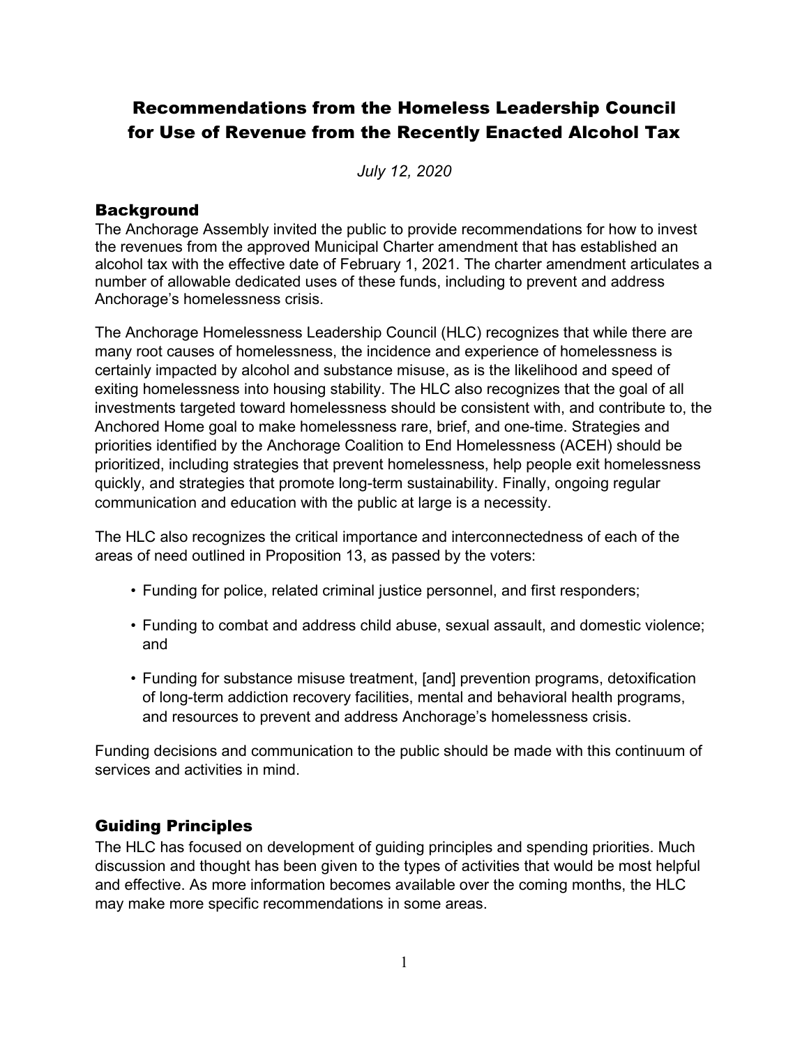# Recommendations from the Homeless Leadership Council for Use of Revenue from the Recently Enacted Alcohol Tax

*July 12, 2020*

## Background

The Anchorage Assembly invited the public to provide recommendations for how to invest the revenues from the approved Municipal Charter amendment that has established an alcohol tax with the effective date of February 1, 2021. The charter amendment articulates a number of allowable dedicated uses of these funds, including to prevent and address Anchorage's homelessness crisis.

The Anchorage Homelessness Leadership Council (HLC) recognizes that while there are many root causes of homelessness, the incidence and experience of homelessness is certainly impacted by alcohol and substance misuse, as is the likelihood and speed of exiting homelessness into housing stability. The HLC also recognizes that the goal of all investments targeted toward homelessness should be consistent with, and contribute to, the Anchored Home goal to make homelessness rare, brief, and one-time. Strategies and priorities identified by the Anchorage Coalition to End Homelessness (ACEH) should be prioritized, including strategies that prevent homelessness, help people exit homelessness quickly, and strategies that promote long-term sustainability. Finally, ongoing regular communication and education with the public at large is a necessity.

The HLC also recognizes the critical importance and interconnectedness of each of the areas of need outlined in Proposition 13, as passed by the voters:

- Funding for police, related criminal justice personnel, and first responders;
- Funding to combat and address child abuse, sexual assault, and domestic violence; and
- Funding for substance misuse treatment, [and] prevention programs, detoxification of long-term addiction recovery facilities, mental and behavioral health programs, and resources to prevent and address Anchorage's homelessness crisis.

Funding decisions and communication to the public should be made with this continuum of services and activities in mind.

## Guiding Principles

The HLC has focused on development of guiding principles and spending priorities. Much discussion and thought has been given to the types of activities that would be most helpful and effective. As more information becomes available over the coming months, the HLC may make more specific recommendations in some areas.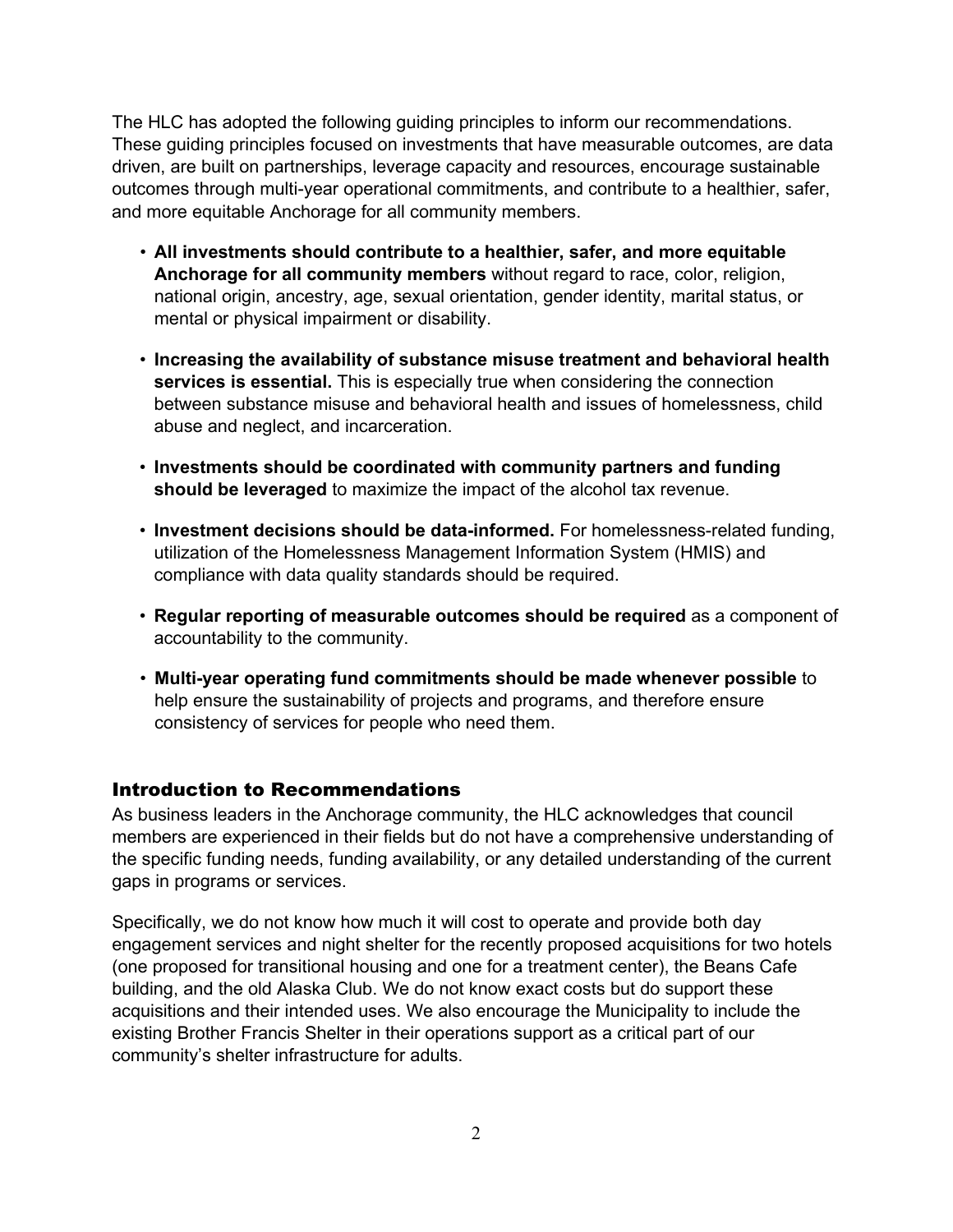The HLC has adopted the following guiding principles to inform our recommendations. These guiding principles focused on investments that have measurable outcomes, are data driven, are built on partnerships, leverage capacity and resources, encourage sustainable outcomes through multi-year operational commitments, and contribute to a healthier, safer, and more equitable Anchorage for all community members.

- **All investments should contribute to a healthier, safer, and more equitable Anchorage for all community members** without regard to race, color, religion, national origin, ancestry, age, sexual orientation, gender identity, marital status, or mental or physical impairment or disability.
- **Increasing the availability of substance misuse treatment and behavioral health services is essential.** This is especially true when considering the connection between substance misuse and behavioral health and issues of homelessness, child abuse and neglect, and incarceration.
- **Investments should be coordinated with community partners and funding should be leveraged** to maximize the impact of the alcohol tax revenue.
- **Investment decisions should be data-informed.** For homelessness-related funding, utilization of the Homelessness Management Information System (HMIS) and compliance with data quality standards should be required.
- **Regular reporting of measurable outcomes should be required** as a component of accountability to the community.
- **Multi-year operating fund commitments should be made whenever possible** to help ensure the sustainability of projects and programs, and therefore ensure consistency of services for people who need them.

## Introduction to Recommendations

As business leaders in the Anchorage community, the HLC acknowledges that council members are experienced in their fields but do not have a comprehensive understanding of the specific funding needs, funding availability, or any detailed understanding of the current gaps in programs or services.

Specifically, we do not know how much it will cost to operate and provide both day engagement services and night shelter for the recently proposed acquisitions for two hotels (one proposed for transitional housing and one for a treatment center), the Beans Cafe building, and the old Alaska Club. We do not know exact costs but do support these acquisitions and their intended uses. We also encourage the Municipality to include the existing Brother Francis Shelter in their operations support as a critical part of our community's shelter infrastructure for adults.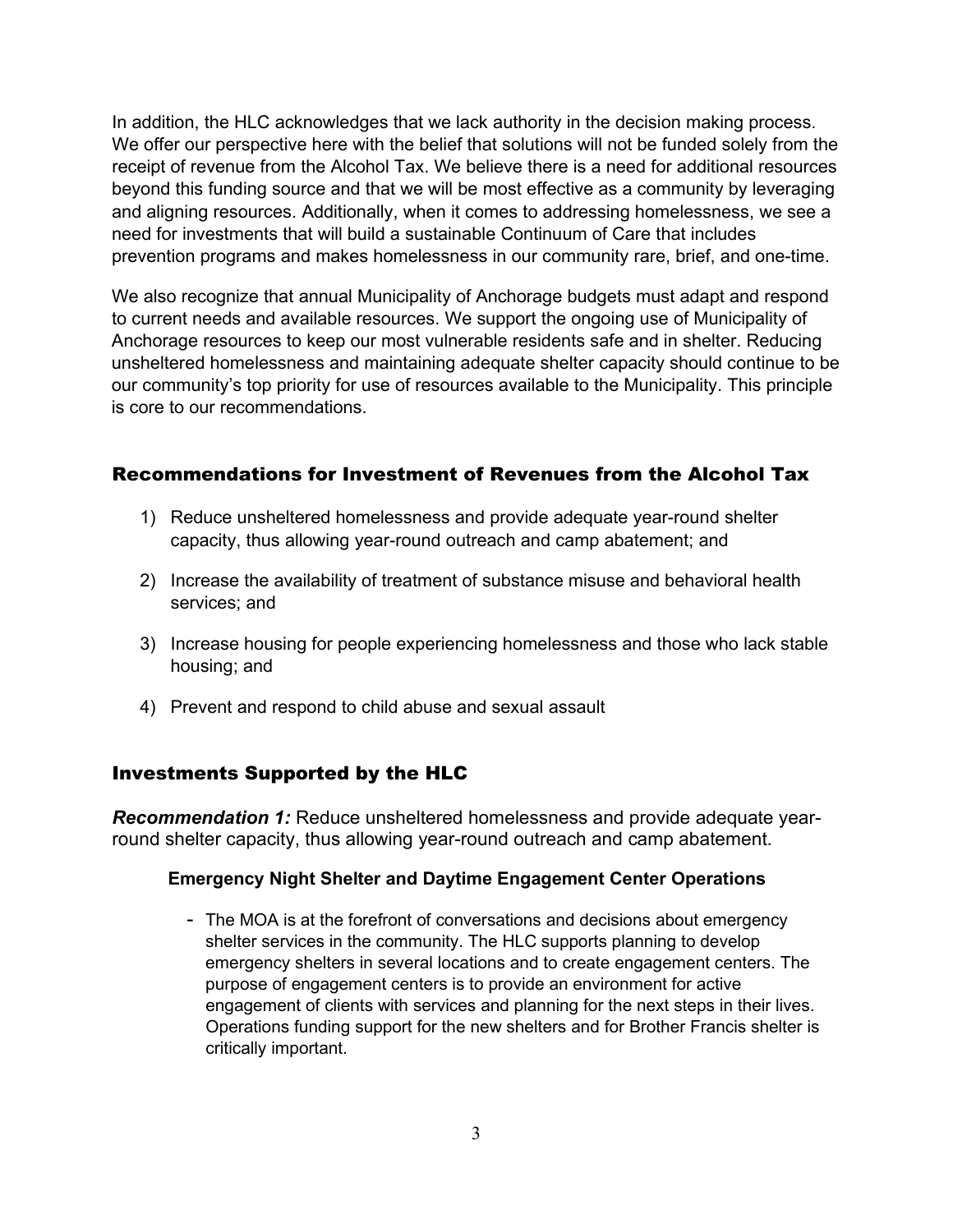In addition, the HLC acknowledges that we lack authority in the decision making process. We offer our perspective here with the belief that solutions will not be funded solely from the receipt of revenue from the Alcohol Tax. We believe there is a need for additional resources beyond this funding source and that we will be most effective as a community by leveraging and aligning resources. Additionally, when it comes to addressing homelessness, we see a need for investments that will build a sustainable Continuum of Care that includes prevention programs and makes homelessness in our community rare, brief, and one-time.

We also recognize that annual Municipality of Anchorage budgets must adapt and respond to current needs and available resources. We support the ongoing use of Municipality of Anchorage resources to keep our most vulnerable residents safe and in shelter. Reducing unsheltered homelessness and maintaining adequate shelter capacity should continue to be our community's top priority for use of resources available to the Municipality. This principle is core to our recommendations.

## Recommendations for Investment of Revenues from the Alcohol Tax

1) Reduce unsheltered homelessness and provide adequate year-round shelter capacity, thus allowing year-round outreach and camp abatement; and
2) Increase the availability of treatment of substance misuse and behavioral health services; and
3) Increase housing for people experiencing homelessness and those who lack stable housing; and
4) Prevent and respond to child abuse and sexual assault

## Investments Supported by the HLC

***Recommendation 1:*** Reduce unsheltered homelessness and provide adequate year-round shelter capacity, thus allowing year-round outreach and camp abatement.

**Emergency Night Shelter and Daytime Engagement Center Operations**

- The MOA is at the forefront of conversations and decisions about emergency shelter services in the community. The HLC supports planning to develop emergency shelters in several locations and to create engagement centers. The purpose of engagement centers is to provide an environment for active engagement of clients with services and planning for the next steps in their lives. Operations funding support for the new shelters and for Brother Francis shelter is critically important.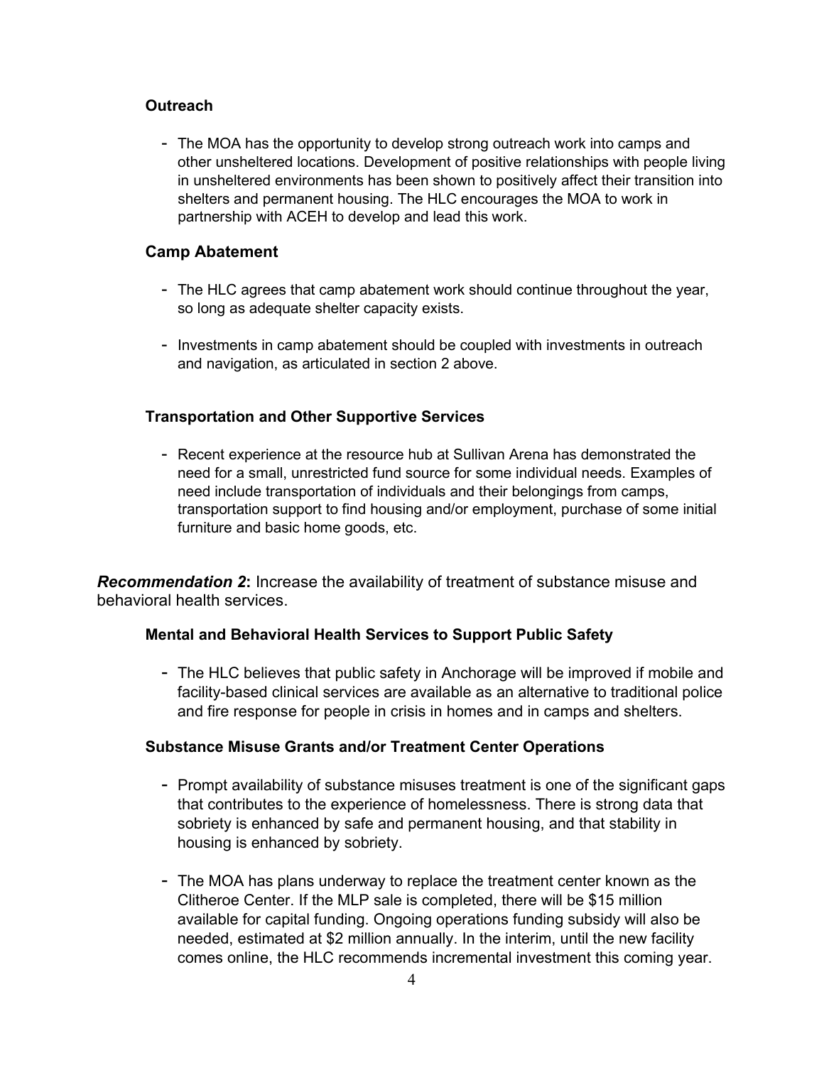### Outreach

- The MOA has the opportunity to develop strong outreach work into camps and other unsheltered locations. Development of positive relationships with people living in unsheltered environments has been shown to positively affect their transition into shelters and permanent housing. The HLC encourages the MOA to work in partnership with ACEH to develop and lead this work.

### Camp Abatement

- The HLC agrees that camp abatement work should continue throughout the year, so long as adequate shelter capacity exists.

- Investments in camp abatement should be coupled with investments in outreach and navigation, as articulated in section 2 above.

### Transportation and Other Supportive Services

- Recent experience at the resource hub at Sullivan Arena has demonstrated the need for a small, unrestricted fund source for some individual needs. Examples of need include transportation of individuals and their belongings from camps, transportation support to find housing and/or employment, purchase of some initial furniture and basic home goods, etc.

***Recommendation 2*:** Increase the availability of treatment of substance misuse and behavioral health services.

### Mental and Behavioral Health Services to Support Public Safety

- The HLC believes that public safety in Anchorage will be improved if mobile and facility-based clinical services are available as an alternative to traditional police and fire response for people in crisis in homes and in camps and shelters.

### Substance Misuse Grants and/or Treatment Center Operations

- Prompt availability of substance misuses treatment is one of the significant gaps that contributes to the experience of homelessness. There is strong data that sobriety is enhanced by safe and permanent housing, and that stability in housing is enhanced by sobriety.

- The MOA has plans underway to replace the treatment center known as the Clitheroe Center. If the MLP sale is completed, there will be $15 million available for capital funding. Ongoing operations funding subsidy will also be needed, estimated at $2 million annually. In the interim, until the new facility comes online, the HLC recommends incremental investment this coming year.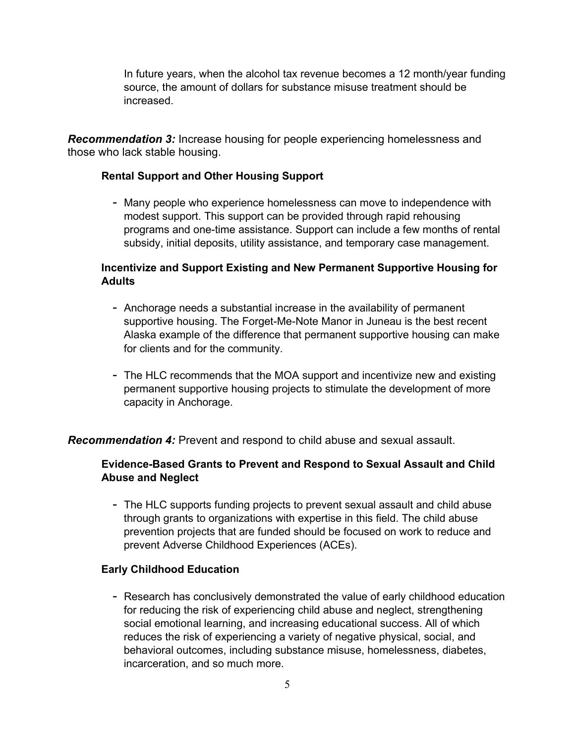In future years, when the alcohol tax revenue becomes a 12 month/year funding source, the amount of dollars for substance misuse treatment should be increased.

***Recommendation 3:*** Increase housing for people experiencing homelessness and those who lack stable housing.

**Rental Support and Other Housing Support**

- Many people who experience homelessness can move to independence with modest support. This support can be provided through rapid rehousing programs and one-time assistance. Support can include a few months of rental subsidy, initial deposits, utility assistance, and temporary case management.

**Incentivize and Support Existing and New Permanent Supportive Housing for Adults**

- Anchorage needs a substantial increase in the availability of permanent supportive housing. The Forget-Me-Note Manor in Juneau is the best recent Alaska example of the difference that permanent supportive housing can make for clients and for the community.

- The HLC recommends that the MOA support and incentivize new and existing permanent supportive housing projects to stimulate the development of more capacity in Anchorage.

***Recommendation 4:*** Prevent and respond to child abuse and sexual assault.

**Evidence-Based Grants to Prevent and Respond to Sexual Assault and Child Abuse and Neglect**

- The HLC supports funding projects to prevent sexual assault and child abuse through grants to organizations with expertise in this field. The child abuse prevention projects that are funded should be focused on work to reduce and prevent Adverse Childhood Experiences (ACEs).

**Early Childhood Education**

- Research has conclusively demonstrated the value of early childhood education for reducing the risk of experiencing child abuse and neglect, strengthening social emotional learning, and increasing educational success. All of which reduces the risk of experiencing a variety of negative physical, social, and behavioral outcomes, including substance misuse, homelessness, diabetes, incarceration, and so much more.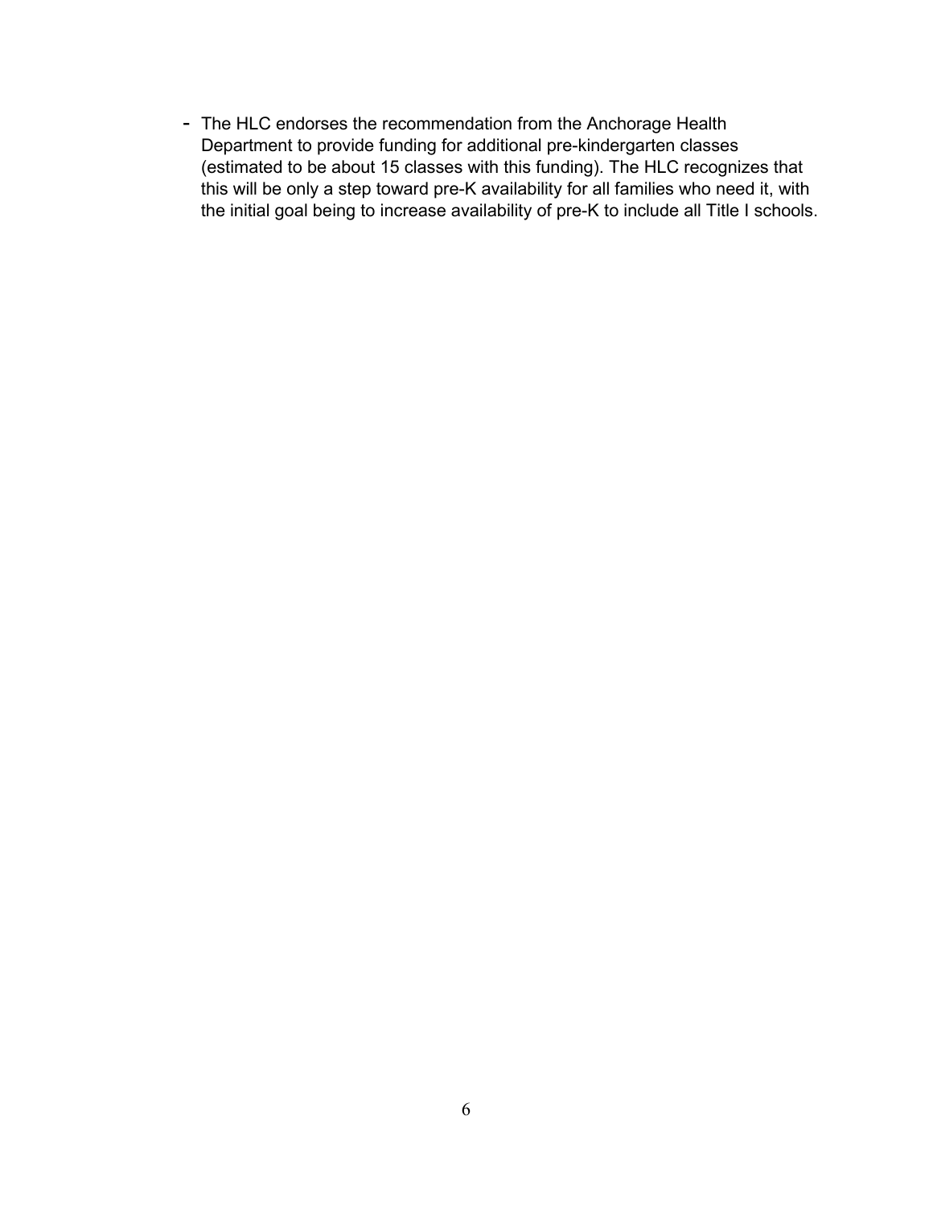- The HLC endorses the recommendation from the Anchorage Health Department to provide funding for additional pre-kindergarten classes (estimated to be about 15 classes with this funding). The HLC recognizes that this will be only a step toward pre-K availability for all families who need it, with the initial goal being to increase availability of pre-K to include all Title I schools.